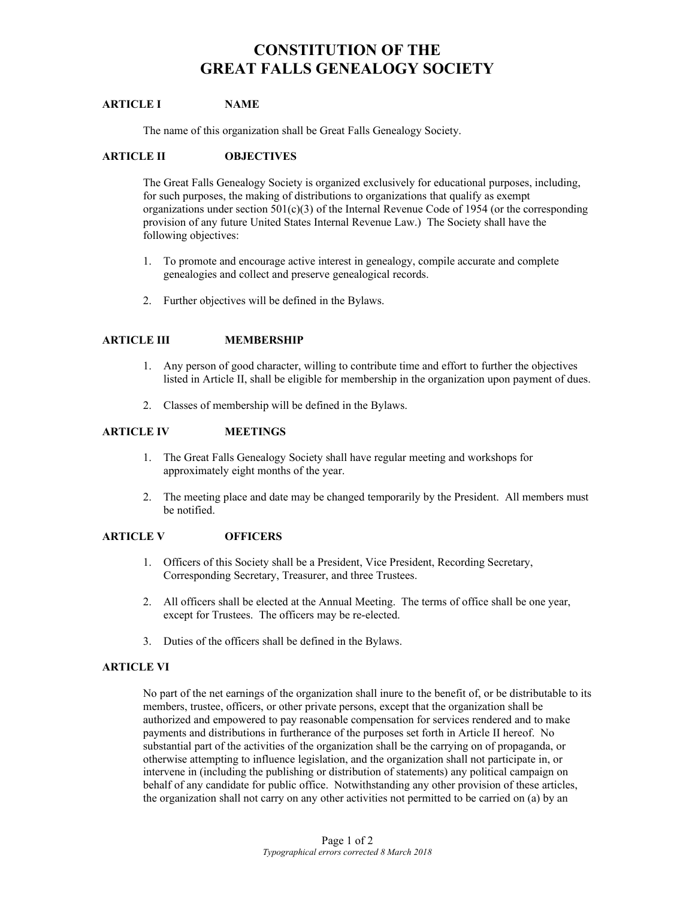# CONSTITUTION OF THE GREAT FALLS GENEALOGY SOCIETY

## ARTICLE I NAME

The name of this organization shall be Great Falls Genealogy Society.

## ARTICLE II OBJECTIVES

The Great Falls Genealogy Society is organized exclusively for educational purposes, including, for such purposes, the making of distributions to organizations that qualify as exempt organizations under section 501(c)(3) of the Internal Revenue Code of 1954 (or the corresponding provision of any future United States Internal Revenue Law.) The Society shall have the following objectives:

1. To promote and encourage active interest in genealogy, compile accurate and complete genealogies and collect and preserve genealogical records.
2. Further objectives will be defined in the Bylaws.

## ARTICLE III MEMBERSHIP

1. Any person of good character, willing to contribute time and effort to further the objectives listed in Article II, shall be eligible for membership in the organization upon payment of dues.
2. Classes of membership will be defined in the Bylaws.

## ARTICLE IV MEETINGS

1. The Great Falls Genealogy Society shall have regular meeting and workshops for approximately eight months of the year.
2. The meeting place and date may be changed temporarily by the President. All members must be notified.

## ARTICLE V OFFICERS

1. Officers of this Society shall be a President, Vice President, Recording Secretary, Corresponding Secretary, Treasurer, and three Trustees.
2. All officers shall be elected at the Annual Meeting. The terms of office shall be one year, except for Trustees. The officers may be re-elected.
3. Duties of the officers shall be defined in the Bylaws.

## ARTICLE VI

No part of the net earnings of the organization shall inure to the benefit of, or be distributable to its members, trustee, officers, or other private persons, except that the organization shall be authorized and empowered to pay reasonable compensation for services rendered and to make payments and distributions in furtherance of the purposes set forth in Article II hereof. No substantial part of the activities of the organization shall be the carrying on of propaganda, or otherwise attempting to influence legislation, and the organization shall not participate in, or intervene in (including the publishing or distribution of statements) any political campaign on behalf of any candidate for public office. Notwithstanding any other provision of these articles, the organization shall not carry on any other activities not permitted to be carried on (a) by an

*Typographical errors corrected 8 March 2018*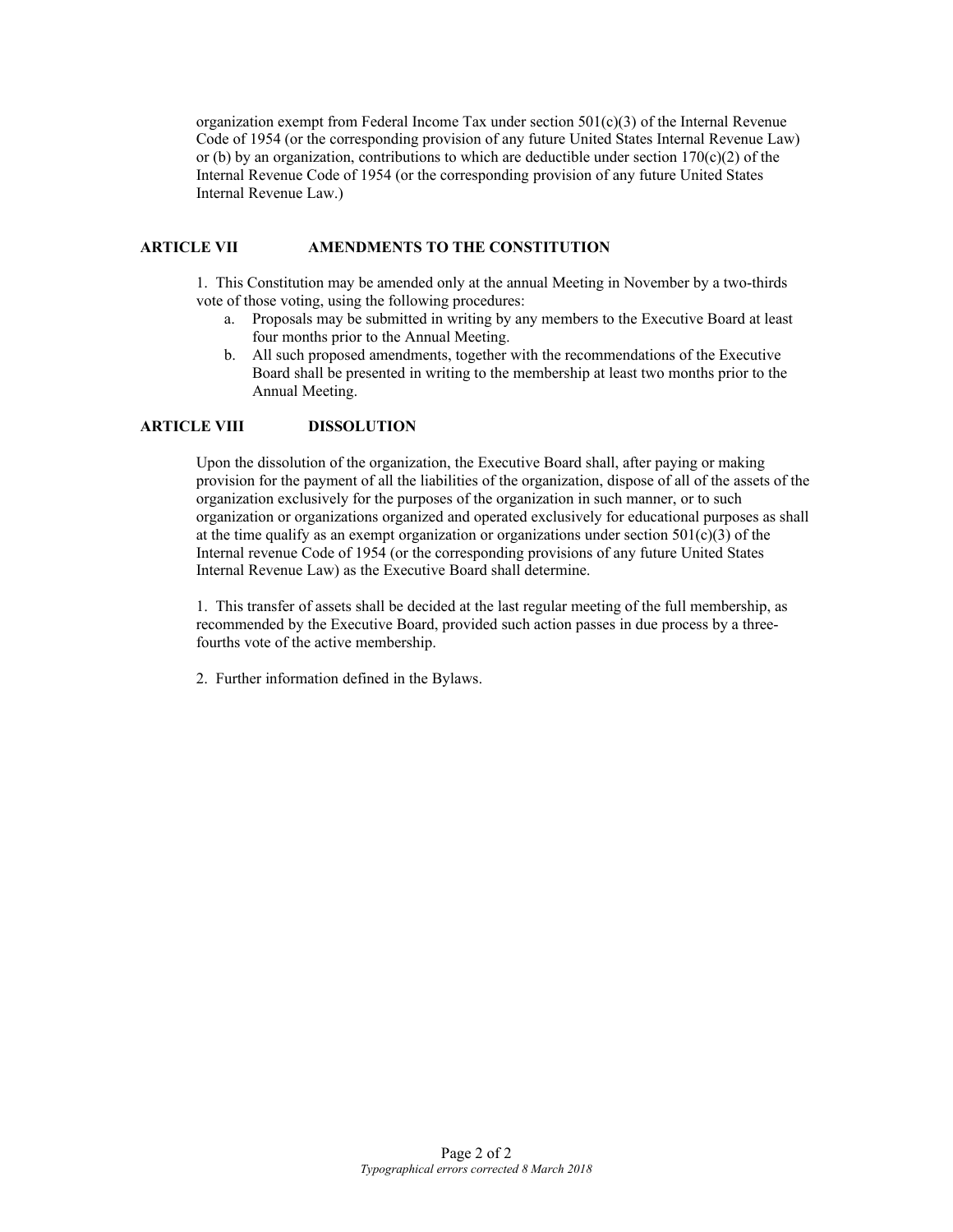organization exempt from Federal Income Tax under section 501(c)(3) of the Internal Revenue Code of 1954 (or the corresponding provision of any future United States Internal Revenue Law) or (b) by an organization, contributions to which are deductible under section 170(c)(2) of the Internal Revenue Code of 1954 (or the corresponding provision of any future United States Internal Revenue Law.)

## ARTICLE VII AMENDMENTS TO THE CONSTITUTION

1. This Constitution may be amended only at the annual Meeting in November by a two-thirds vote of those voting, using the following procedures:
   a. Proposals may be submitted in writing by any members to the Executive Board at least four months prior to the Annual Meeting.
   b. All such proposed amendments, together with the recommendations of the Executive Board shall be presented in writing to the membership at least two months prior to the Annual Meeting.

## ARTICLE VIII DISSOLUTION

Upon the dissolution of the organization, the Executive Board shall, after paying or making provision for the payment of all the liabilities of the organization, dispose of all of the assets of the organization exclusively for the purposes of the organization in such manner, or to such organization or organizations organized and operated exclusively for educational purposes as shall at the time qualify as an exempt organization or organizations under section 501(c)(3) of the Internal revenue Code of 1954 (or the corresponding provisions of any future United States Internal Revenue Law) as the Executive Board shall determine.

1. This transfer of assets shall be decided at the last regular meeting of the full membership, as recommended by the Executive Board, provided such action passes in due process by a three-fourths vote of the active membership.

2. Further information defined in the Bylaws.

*Typographical errors corrected 8 March 2018*